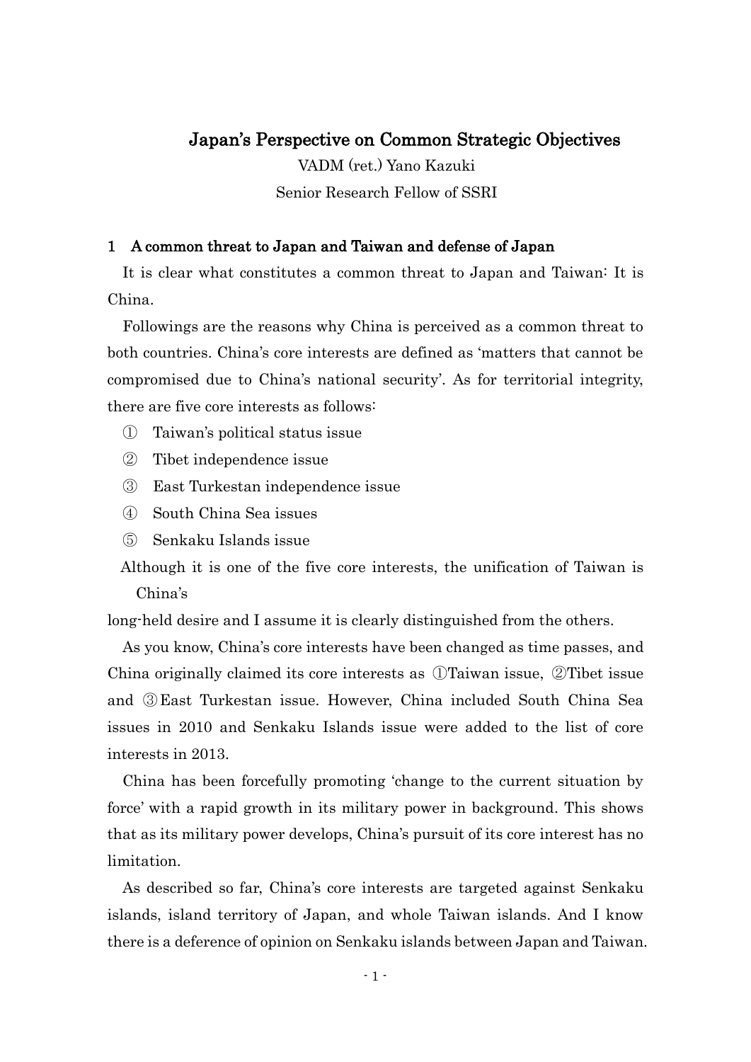# Japan's Perspective on Common Strategic Objectives

VADM (ret.) Yano Kazuki

Senior Research Fellow of SSRI

## 1 A common threat to Japan and Taiwan and defense of Japan

It is clear what constitutes a common threat to Japan and Taiwan: It is China.

Followings are the reasons why China is perceived as a common threat to both countries. China's core interests are defined as 'matters that cannot be compromised due to China's national security'. As for territorial integrity, there are five core interests as follows:

① Taiwan's political status issue
② Tibet independence issue
③ East Turkestan independence issue
④ South China Sea issues
⑤ Senkaku Islands issue

Although it is one of the five core interests, the unification of Taiwan is China's long-held desire and I assume it is clearly distinguished from the others.

As you know, China's core interests have been changed as time passes, and China originally claimed its core interests as ①Taiwan issue, ②Tibet issue and ③East Turkestan issue. However, China included South China Sea issues in 2010 and Senkaku Islands issue were added to the list of core interests in 2013.

China has been forcefully promoting 'change to the current situation by force' with a rapid growth in its military power in background. This shows that as its military power develops, China's pursuit of its core interest has no limitation.

As described so far, China's core interests are targeted against Senkaku islands, island territory of Japan, and whole Taiwan islands. And I know there is a deference of opinion on Senkaku islands between Japan and Taiwan.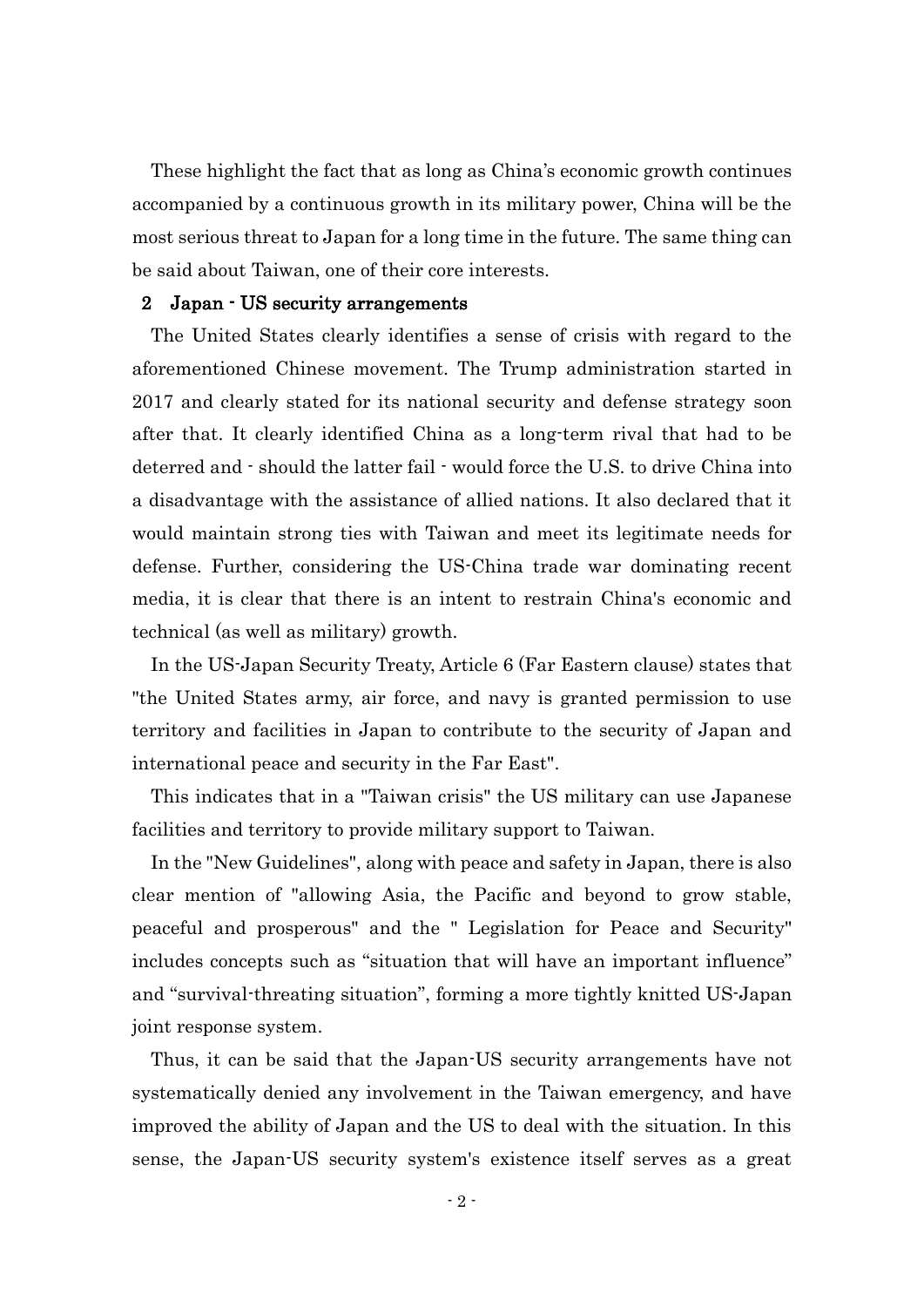These highlight the fact that as long as China's economic growth continues accompanied by a continuous growth in its military power, China will be the most serious threat to Japan for a long time in the future. The same thing can be said about Taiwan, one of their core interests.

## 2 Japan - US security arrangements

The United States clearly identifies a sense of crisis with regard to the aforementioned Chinese movement. The Trump administration started in 2017 and clearly stated for its national security and defense strategy soon after that. It clearly identified China as a long-term rival that had to be deterred and - should the latter fail - would force the U.S. to drive China into a disadvantage with the assistance of allied nations. It also declared that it would maintain strong ties with Taiwan and meet its legitimate needs for defense. Further, considering the US-China trade war dominating recent media, it is clear that there is an intent to restrain China's economic and technical (as well as military) growth.

In the US-Japan Security Treaty, Article 6 (Far Eastern clause) states that "the United States army, air force, and navy is granted permission to use territory and facilities in Japan to contribute to the security of Japan and international peace and security in the Far East".

This indicates that in a "Taiwan crisis" the US military can use Japanese facilities and territory to provide military support to Taiwan.

In the "New Guidelines", along with peace and safety in Japan, there is also clear mention of "allowing Asia, the Pacific and beyond to grow stable, peaceful and prosperous" and the " Legislation for Peace and Security" includes concepts such as "situation that will have an important influence" and "survival-threating situation", forming a more tightly knitted US-Japan joint response system.

Thus, it can be said that the Japan-US security arrangements have not systematically denied any involvement in the Taiwan emergency, and have improved the ability of Japan and the US to deal with the situation. In this sense, the Japan-US security system's existence itself serves as a great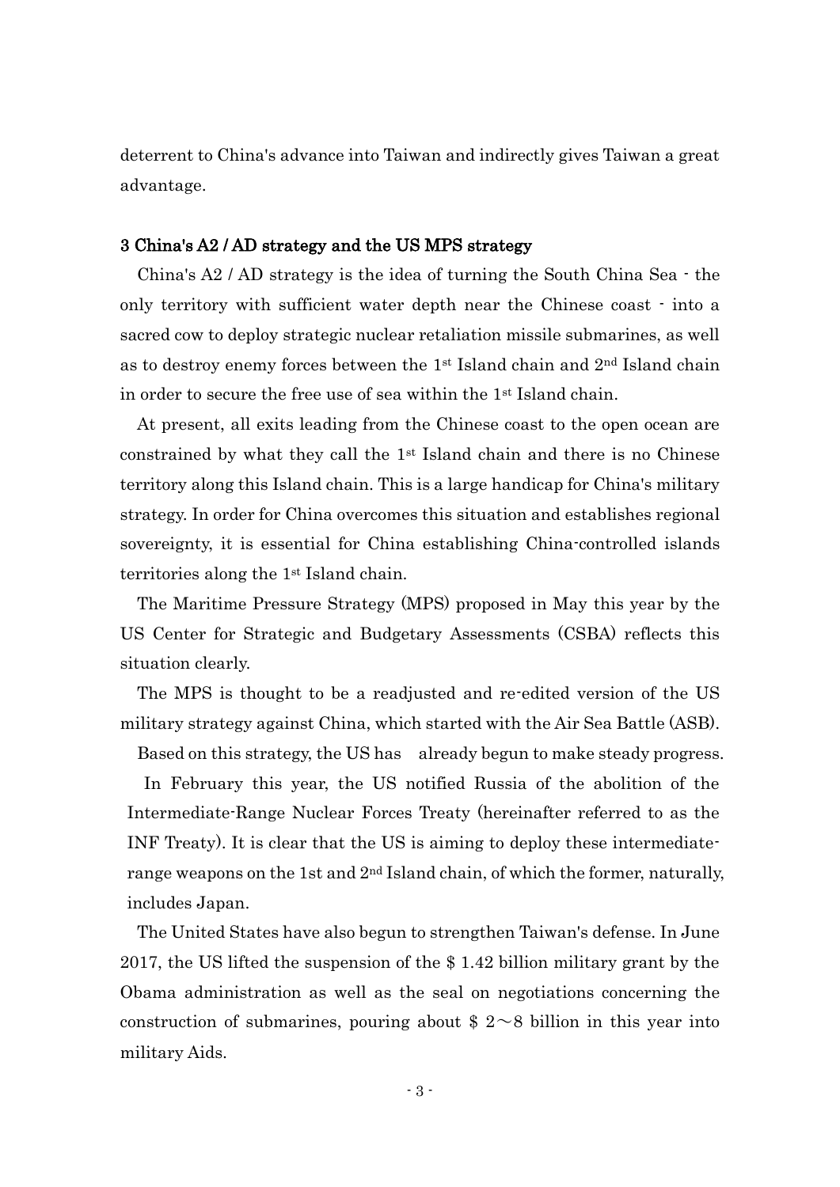deterrent to China's advance into Taiwan and indirectly gives Taiwan a great advantage.

### 3 China's A2 / AD strategy and the US MPS strategy

China's A2 / AD strategy is the idea of turning the South China Sea - the only territory with sufficient water depth near the Chinese coast - into a sacred cow to deploy strategic nuclear retaliation missile submarines, as well as to destroy enemy forces between the 1st Island chain and 2nd Island chain in order to secure the free use of sea within the 1st Island chain.

At present, all exits leading from the Chinese coast to the open ocean are constrained by what they call the 1st Island chain and there is no Chinese territory along this Island chain. This is a large handicap for China's military strategy. In order for China overcomes this situation and establishes regional sovereignty, it is essential for China establishing China-controlled islands territories along the 1st Island chain.

The Maritime Pressure Strategy (MPS) proposed in May this year by the US Center for Strategic and Budgetary Assessments (CSBA) reflects this situation clearly.

The MPS is thought to be a readjusted and re-edited version of the US military strategy against China, which started with the Air Sea Battle (ASB).

Based on this strategy, the US has already begun to make steady progress.

In February this year, the US notified Russia of the abolition of the Intermediate-Range Nuclear Forces Treaty (hereinafter referred to as the INF Treaty). It is clear that the US is aiming to deploy these intermediate-range weapons on the 1st and 2nd Island chain, of which the former, naturally, includes Japan.

The United States have also begun to strengthen Taiwan's defense. In June 2017, the US lifted the suspension of the \$ 1.42 billion military grant by the Obama administration as well as the seal on negotiations concerning the construction of submarines, pouring about \$ 2～8 billion in this year into military Aids.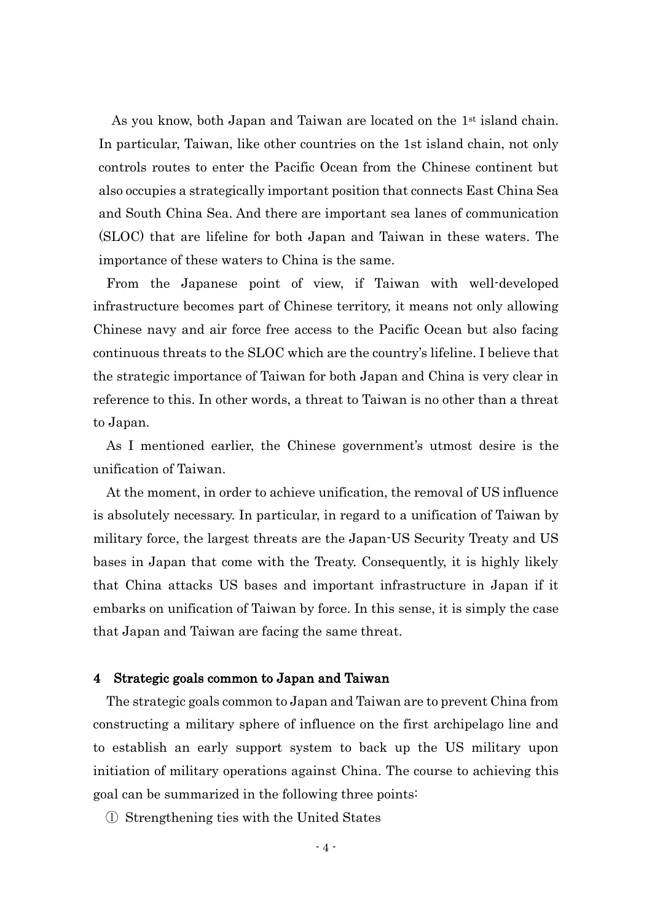As you know, both Japan and Taiwan are located on the 1st island chain. In particular, Taiwan, like other countries on the 1st island chain, not only controls routes to enter the Pacific Ocean from the Chinese continent but also occupies a strategically important position that connects East China Sea and South China Sea. And there are important sea lanes of communication (SLOC) that are lifeline for both Japan and Taiwan in these waters. The importance of these waters to China is the same.

From the Japanese point of view, if Taiwan with well-developed infrastructure becomes part of Chinese territory, it means not only allowing Chinese navy and air force free access to the Pacific Ocean but also facing continuous threats to the SLOC which are the country's lifeline. I believe that the strategic importance of Taiwan for both Japan and China is very clear in reference to this. In other words, a threat to Taiwan is no other than a threat to Japan.

As I mentioned earlier, the Chinese government's utmost desire is the unification of Taiwan.

At the moment, in order to achieve unification, the removal of US influence is absolutely necessary. In particular, in regard to a unification of Taiwan by military force, the largest threats are the Japan-US Security Treaty and US bases in Japan that come with the Treaty. Consequently, it is highly likely that China attacks US bases and important infrastructure in Japan if it embarks on unification of Taiwan by force. In this sense, it is simply the case that Japan and Taiwan are facing the same threat.

## 4 Strategic goals common to Japan and Taiwan

The strategic goals common to Japan and Taiwan are to prevent China from constructing a military sphere of influence on the first archipelago line and to establish an early support system to back up the US military upon initiation of military operations against China. The course to achieving this goal can be summarized in the following three points:

① Strengthening ties with the United States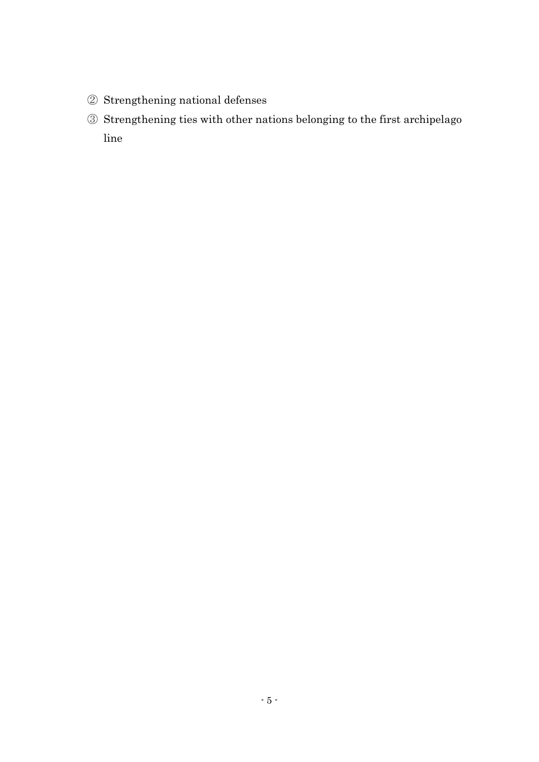② Strengthening national defenses

③ Strengthening ties with other nations belonging to the first archipelago line